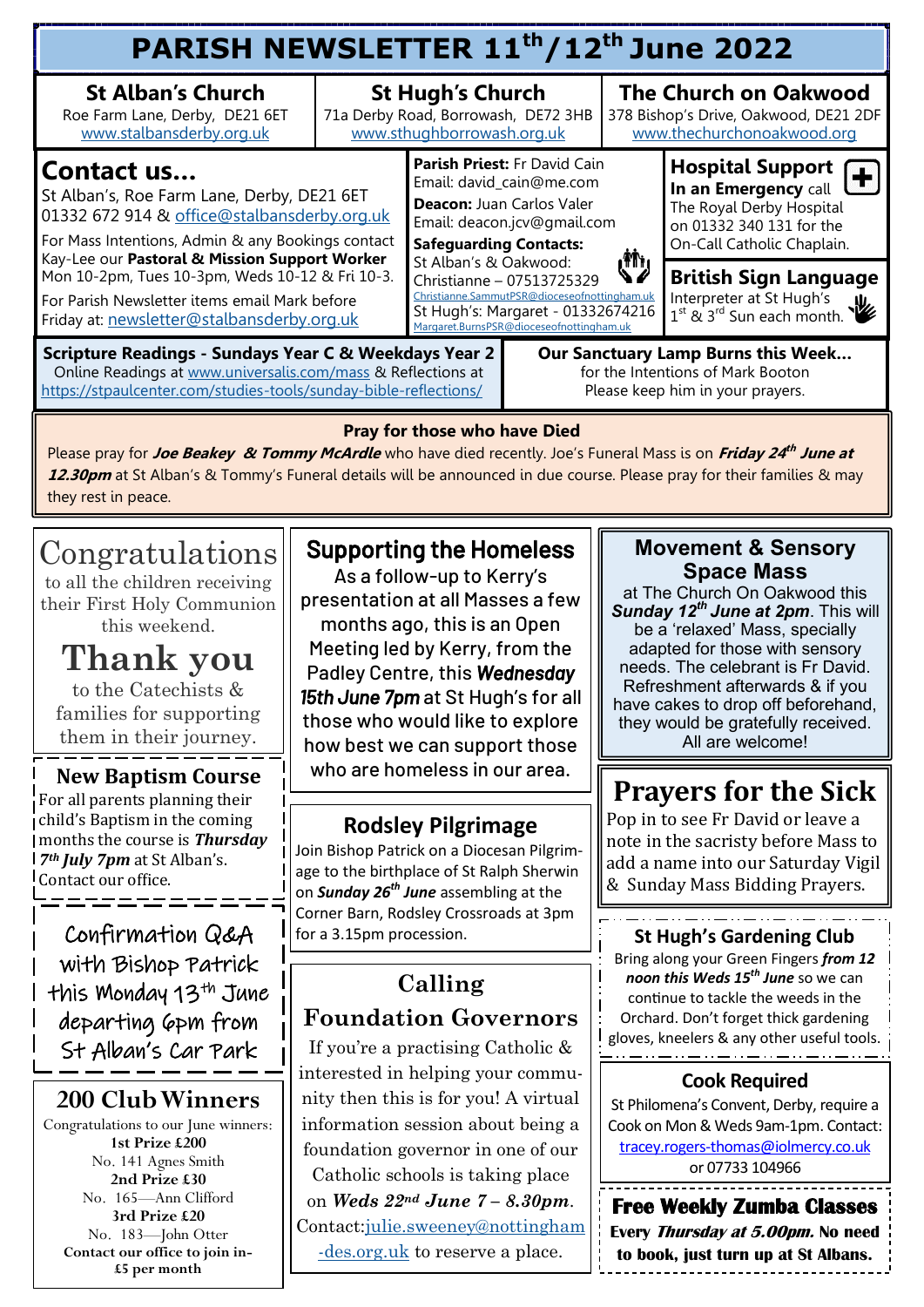# PARISH NEWSLETTER 11th/12th June 2022

| St Alban's Church | St Hugh's Church | The Church on Oakwood |
|---|---|---|
| Roe Farm Lane, Derby, DE21 6ET | 71a Derby Road, Borrowash, DE72 3HB | 378 Bishop's Drive, Oakwood, DE21 2DF |
| www.stalbansderby.org.uk | www.sthughborrowash.org.uk | www.thechurchonoakwood.org |

## Contact us...

St Alban's, Roe Farm Lane, Derby, DE21 6ET
01332 672 914 & office@stalbansderby.org.uk

For Mass Intentions, Admin & any Bookings contact Kay-Lee our **Pastoral & Mission Support Worker** Mon 10-2pm, Tues 10-3pm, Weds 10-12 & Fri 10-3.

For Parish Newsletter items email Mark before Friday at: newsletter@stalbansderby.org.uk

**Parish Priest:** Fr David Cain
Email: david_cain@me.com

**Deacon:** Juan Carlos Valer
Email: deacon.jcv@gmail.com

**Safeguarding Contacts:**
St Alban's & Oakwood:
Christianne – 07513725329
Christianne.SammutPSR@dioceseofnottingham.uk
St Hugh's: Margaret - 01332674216
Margaret.BurnsPSR@dioceseofnottingham.uk

## Hospital Support

**In an Emergency** call The Royal Derby Hospital on 01332 340 131 for the On-Call Catholic Chaplain.

## British Sign Language

Interpreter at St Hugh's 1st & 3rd Sun each month.

**Scripture Readings - Sundays Year C & Weekdays Year 2**
Online Readings at www.universalis.com/mass & Reflections at https://stpaulcenter.com/studies-tools/sunday-bible-reflections/

**Our Sanctuary Lamp Burns this Week...**
for the Intentions of Mark Booton
Please keep him in your prayers.

## Pray for those who have Died

Please pray for ***Joe Beakey & Tommy McArdle*** who have died recently. Joe's Funeral Mass is on ***Friday 24th June at 12.30pm*** at St Alban's & Tommy's Funeral details will be announced in due course. Please pray for their families & may they rest in peace.

## Congratulations

to all the children receiving their First Holy Communion this weekend.

## Thank you

to the Catechists & families for supporting them in their journey.

## New Baptism Course

For all parents planning their child's Baptism in the coming months the course is ***Thursday 7th July 7pm*** at St Alban's. Contact our office.

## Confirmation Q&A with Bishop Patrick this Monday 13th June departing 6pm from St Alban's Car Park

## 200 Club Winners

Congratulations to our June winners:
**1st Prize £200**
No. 141 Agnes Smith
**2nd Prize £30**
No. 165—Ann Clifford
**3rd Prize £20**
No. 183—John Otter
**Contact our office to join in- £5 per month**

## Supporting the Homeless

As a follow-up to Kerry's presentation at all Masses a few months ago, this is an Open Meeting led by Kerry, from the Padley Centre, this ***Wednesday 15th June 7pm*** at St Hugh's for all those who would like to explore how best we can support those who are homeless in our area.

## Rodsley Pilgrimage

Join Bishop Patrick on a Diocesan Pilgrimage to the birthplace of St Ralph Sherwin on ***Sunday 26th June*** assembling at the Corner Barn, Rodsley Crossroads at 3pm for a 3.15pm procession.

## Calling Foundation Governors

If you're a practising Catholic & interested in helping your community then this is for you! A virtual information session about being a foundation governor in one of our Catholic schools is taking place on ***Weds 22nd June 7 – 8.30pm***. Contact: julie.sweeney@nottingham-des.org.uk to reserve a place.

## Movement & Sensory Space Mass

at The Church On Oakwood this ***Sunday 12th June at 2pm***. This will be a 'relaxed' Mass, specially adapted for those with sensory needs. The celebrant is Fr David. Refreshment afterwards & if you have cakes to drop off beforehand, they would be gratefully received. All are welcome!

## Prayers for the Sick

Pop in to see Fr David or leave a note in the sacristy before Mass to add a name into our Saturday Vigil & Sunday Mass Bidding Prayers.

## St Hugh's Gardening Club

Bring along your Green Fingers ***from 12 noon this Weds 15th June*** so we can continue to tackle the weeds in the Orchard. Don't forget thick gardening gloves, kneelers & any other useful tools.

## Cook Required

St Philomena's Convent, Derby, require a Cook on Mon & Weds 9am-1pm. Contact: tracey.rogers-thomas@iolmercy.co.uk or 07733 104966

## Free Weekly Zumba Classes

**Every *Thursday at 5.00pm.* No need to book, just turn up at St Albans.**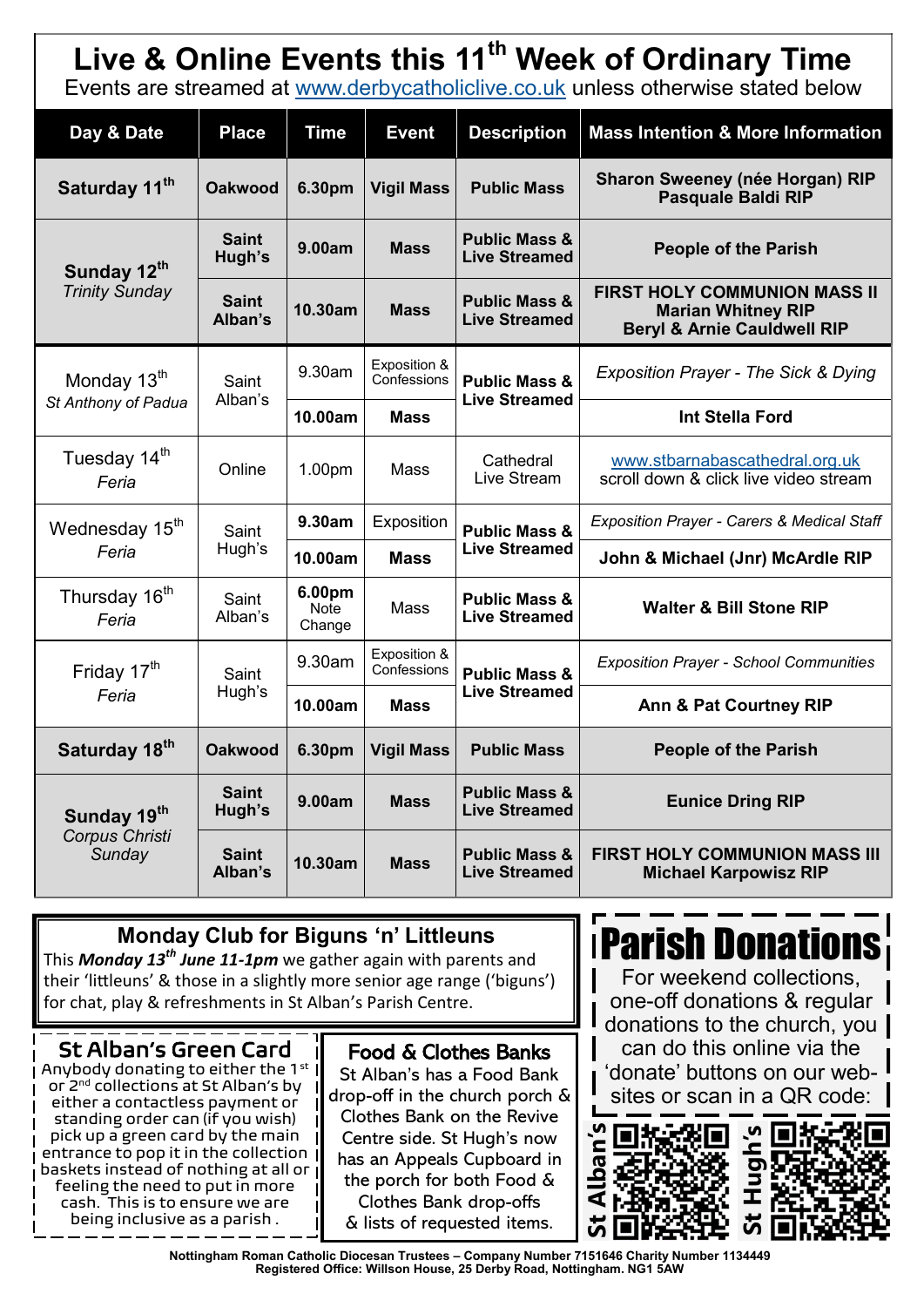# Live & Online Events this 11th Week of Ordinary Time

Events are streamed at www.derbycatholiclive.co.uk unless otherwise stated below

| Day & Date | Place | Time | Event | Description | Mass Intention & More Information |
|---|---|---|---|---|---|
| **Saturday 11th** | **Oakwood** | **6.30pm** | **Vigil Mass** | **Public Mass** | **Sharon Sweeney (née Horgan) RIP<br>Pasquale Baldi RIP** |
| **Sunday 12th**<br>*Trinity Sunday* | **Saint Hugh's** | **9.00am** | **Mass** | **Public Mass & Live Streamed** | **People of the Parish** |
| | **Saint Alban's** | **10.30am** | **Mass** | **Public Mass & Live Streamed** | **FIRST HOLY COMMUNION MASS II<br>Marian Whitney RIP<br>Beryl & Arnie Cauldwell RIP** |
| Monday 13th<br>*St Anthony of Padua* | Saint Alban's | 9.30am | Exposition & Confessions | **Public Mass & Live Streamed** | *Exposition Prayer - The Sick & Dying* |
| | | **10.00am** | **Mass** | | **Int Stella Ford** |
| Tuesday 14th<br>*Feria* | Online | 1.00pm | Mass | Cathedral Live Stream | www.stbarnabascathedral.org.uk<br>scroll down & click live video stream |
| Wednesday 15th<br>*Feria* | Saint Hugh's | **9.30am** | Exposition | **Public Mass & Live Streamed** | *Exposition Prayer - Carers & Medical Staff* |
| | | **10.00am** | **Mass** | | **John & Michael (Jnr) McArdle RIP** |
| Thursday 16th<br>*Feria* | Saint Alban's | **6.00pm** Note Change | Mass | **Public Mass & Live Streamed** | **Walter & Bill Stone RIP** |
| Friday 17th<br>*Feria* | Saint Hugh's | 9.30am | Exposition & Confessions | **Public Mass & Live Streamed** | *Exposition Prayer - School Communities* |
| | | **10.00am** | **Mass** | | **Ann & Pat Courtney RIP** |
| **Saturday 18th** | **Oakwood** | **6.30pm** | **Vigil Mass** | **Public Mass** | **People of the Parish** |
| **Sunday 19th**<br>*Corpus Christi Sunday* | **Saint Hugh's** | **9.00am** | **Mass** | **Public Mass & Live Streamed** | **Eunice Dring RIP** |
| | **Saint Alban's** | **10.30am** | **Mass** | **Public Mass & Live Streamed** | **FIRST HOLY COMMUNION MASS III<br>Michael Karpowisz RIP** |

## Monday Club for Biguns 'n' Littleuns

This ***Monday 13th June 11-1pm*** we gather again with parents and their 'littleuns' & those in a slightly more senior age range ('biguns') for chat, play & refreshments in St Alban's Parish Centre.

## St Alban's Green Card

Anybody donating to either the 1st or 2nd collections at St Alban's by either a contactless payment or standing order can (if you wish) pick up a green card by the main entrance to pop it in the collection baskets instead of nothing at all or feeling the need to put in more cash. This is to ensure we are being inclusive as a parish .

## Food & Clothes Banks

St Alban's has a Food Bank drop-off in the church porch & Clothes Bank on the Revive Centre side. St Hugh's now has an Appeals Cupboard in the porch for both Food & Clothes Bank drop-offs & lists of requested items.

## Parish Donations

For weekend collections, one-off donations & regular donations to the church, you can do this online via the 'donate' buttons on our websites or scan in a QR code:

St Alban's | St Hugh's

Nottingham Roman Catholic Diocesan Trustees – Company Number 7151646 Charity Number 1134449
Registered Office: Willson House, 25 Derby Road, Nottingham. NG1 5AW